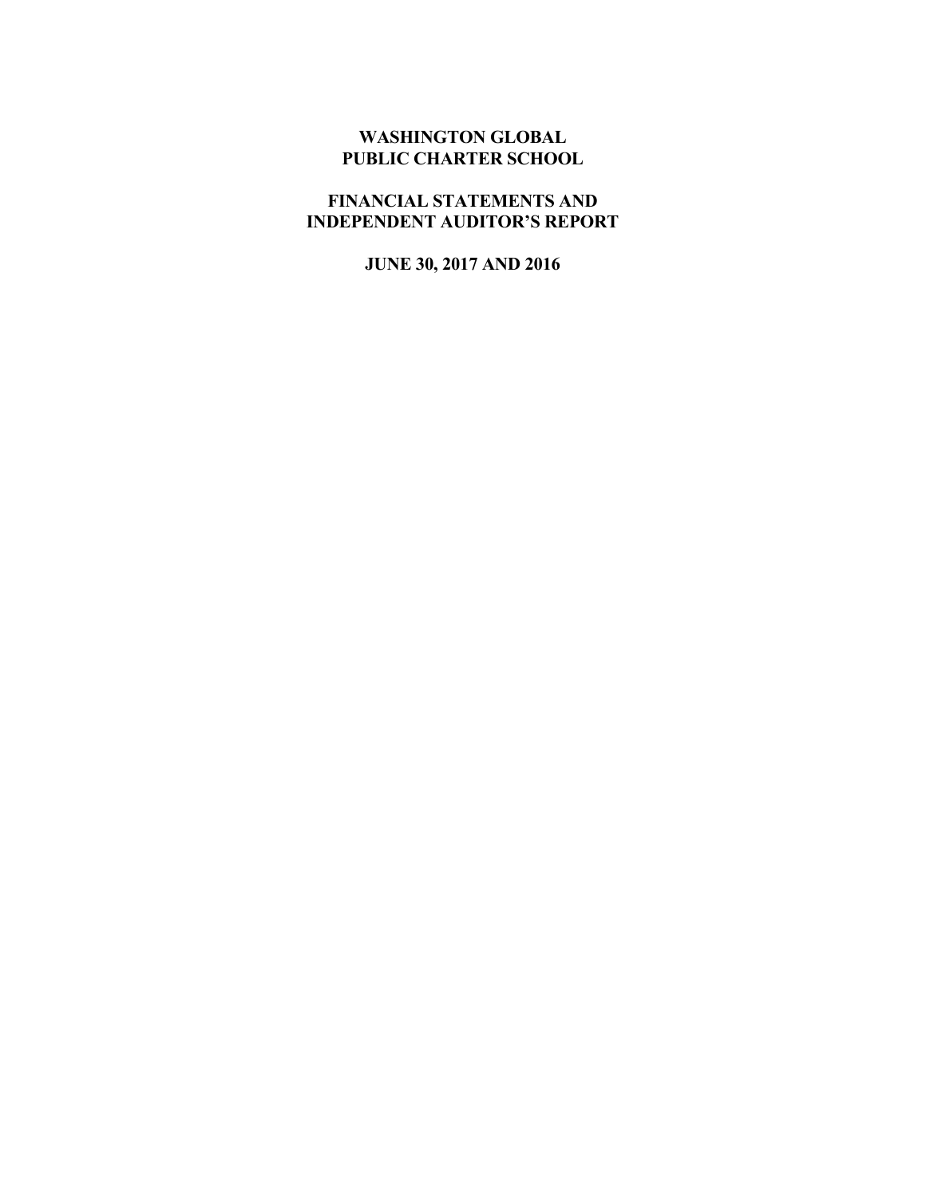# WASHINGTON GLOBAL PUBLIC CHARTER SCHOOL

## FINANCIAL STATEMENTS AND INDEPENDENT AUDITOR'S REPORT

### JUNE 30, 2017 AND 2016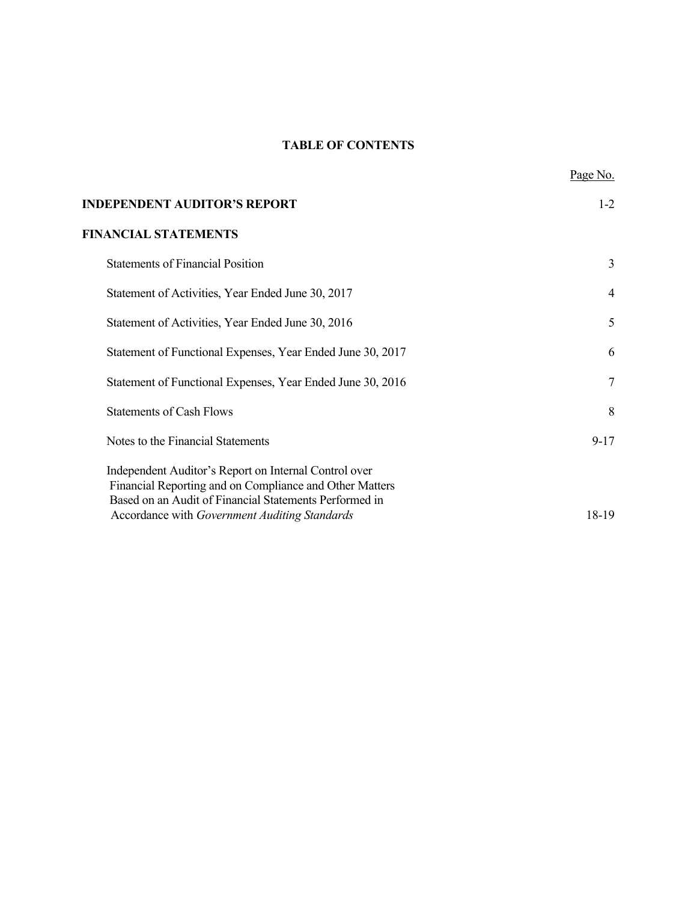# TABLE OF CONTENTS

| | Page No. |
|---|---|
| **INDEPENDENT AUDITOR'S REPORT** | 1-2 |
| **FINANCIAL STATEMENTS** | |
| Statements of Financial Position | 3 |
| Statement of Activities, Year Ended June 30, 2017 | 4 |
| Statement of Activities, Year Ended June 30, 2016 | 5 |
| Statement of Functional Expenses, Year Ended June 30, 2017 | 6 |
| Statement of Functional Expenses, Year Ended June 30, 2016 | 7 |
| Statements of Cash Flows | 8 |
| Notes to the Financial Statements | 9-17 |
| Independent Auditor's Report on Internal Control over Financial Reporting and on Compliance and Other Matters Based on an Audit of Financial Statements Performed in Accordance with *Government Auditing Standards* | 18-19 |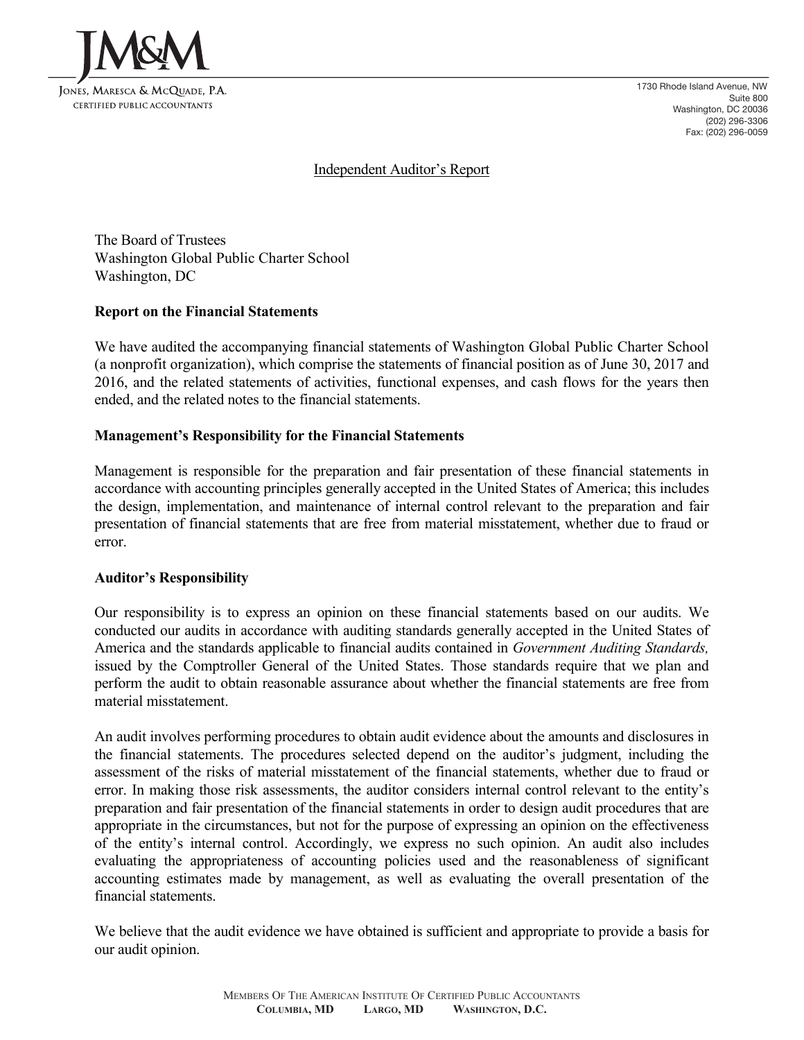JM&M

JONES, MARESCA & MCQUADE, P.A.
CERTIFIED PUBLIC ACCOUNTANTS

1730 Rhode Island Avenue, NW
Suite 800
Washington, DC 20036
(202) 296-3306
Fax: (202) 296-0059

# Independent Auditor's Report

The Board of Trustees
Washington Global Public Charter School
Washington, DC

## Report on the Financial Statements

We have audited the accompanying financial statements of Washington Global Public Charter School (a nonprofit organization), which comprise the statements of financial position as of June 30, 2017 and 2016, and the related statements of activities, functional expenses, and cash flows for the years then ended, and the related notes to the financial statements.

## Management's Responsibility for the Financial Statements

Management is responsible for the preparation and fair presentation of these financial statements in accordance with accounting principles generally accepted in the United States of America; this includes the design, implementation, and maintenance of internal control relevant to the preparation and fair presentation of financial statements that are free from material misstatement, whether due to fraud or error.

## Auditor's Responsibility

Our responsibility is to express an opinion on these financial statements based on our audits. We conducted our audits in accordance with auditing standards generally accepted in the United States of America and the standards applicable to financial audits contained in *Government Auditing Standards,* issued by the Comptroller General of the United States. Those standards require that we plan and perform the audit to obtain reasonable assurance about whether the financial statements are free from material misstatement.

An audit involves performing procedures to obtain audit evidence about the amounts and disclosures in the financial statements. The procedures selected depend on the auditor's judgment, including the assessment of the risks of material misstatement of the financial statements, whether due to fraud or error. In making those risk assessments, the auditor considers internal control relevant to the entity's preparation and fair presentation of the financial statements in order to design audit procedures that are appropriate in the circumstances, but not for the purpose of expressing an opinion on the effectiveness of the entity's internal control. Accordingly, we express no such opinion. An audit also includes evaluating the appropriateness of accounting policies used and the reasonableness of significant accounting estimates made by management, as well as evaluating the overall presentation of the financial statements.

We believe that the audit evidence we have obtained is sufficient and appropriate to provide a basis for our audit opinion.

MEMBERS OF THE AMERICAN INSTITUTE OF CERTIFIED PUBLIC ACCOUNTANTS
**COLUMBIA, MD LARGO, MD WASHINGTON, D.C.**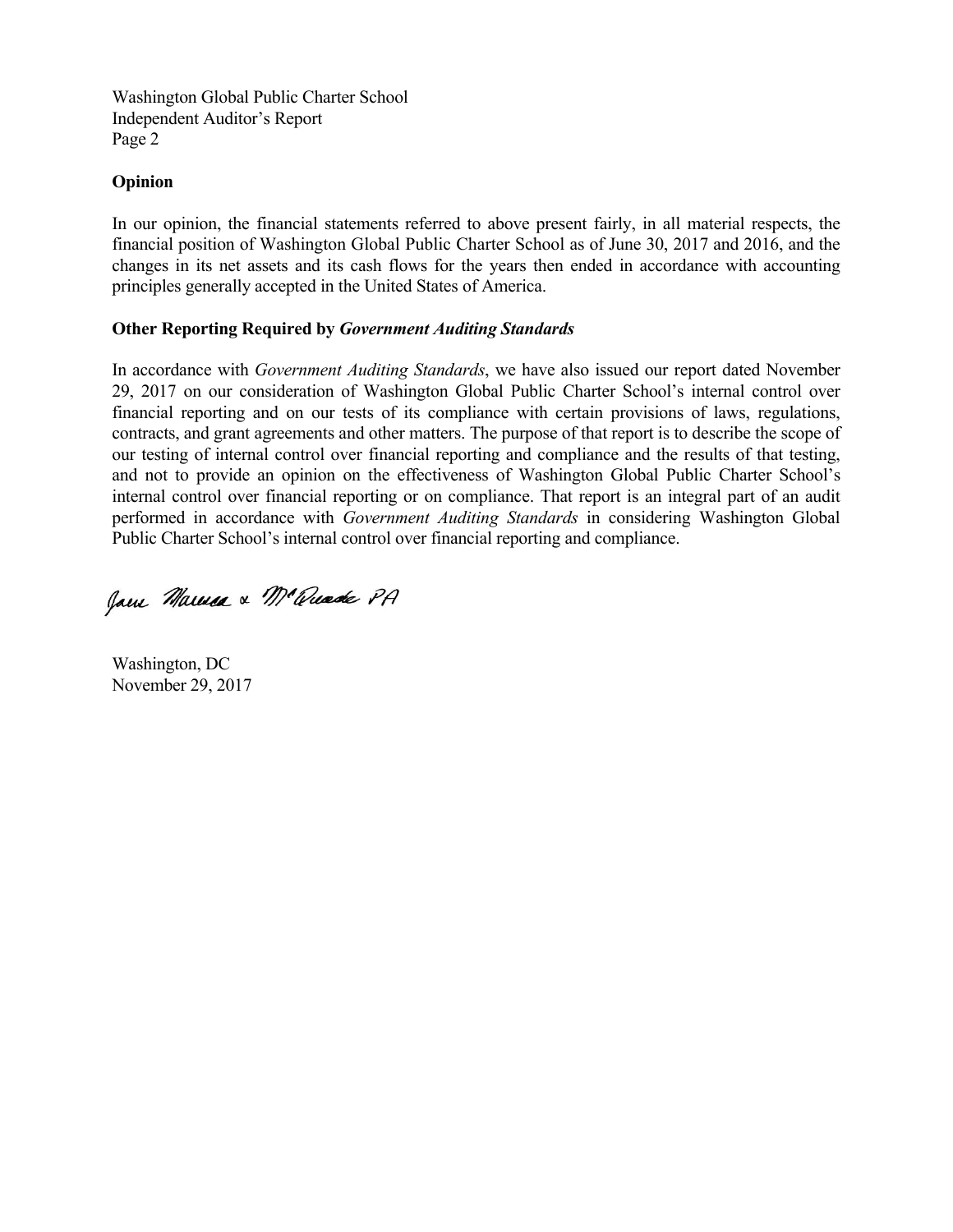## Opinion

In our opinion, the financial statements referred to above present fairly, in all material respects, the financial position of Washington Global Public Charter School as of June 30, 2017 and 2016, and the changes in its net assets and its cash flows for the years then ended in accordance with accounting principles generally accepted in the United States of America.

## Other Reporting Required by *Government Auditing Standards*

In accordance with *Government Auditing Standards*, we have also issued our report dated November 29, 2017 on our consideration of Washington Global Public Charter School's internal control over financial reporting and on our tests of its compliance with certain provisions of laws, regulations, contracts, and grant agreements and other matters. The purpose of that report is to describe the scope of our testing of internal control over financial reporting and compliance and the results of that testing, and not to provide an opinion on the effectiveness of Washington Global Public Charter School's internal control over financial reporting or on compliance. That report is an integral part of an audit performed in accordance with *Government Auditing Standards* in considering Washington Global Public Charter School's internal control over financial reporting and compliance.

Jaen Marusa & McQuade PA

Washington, DC
November 29, 2017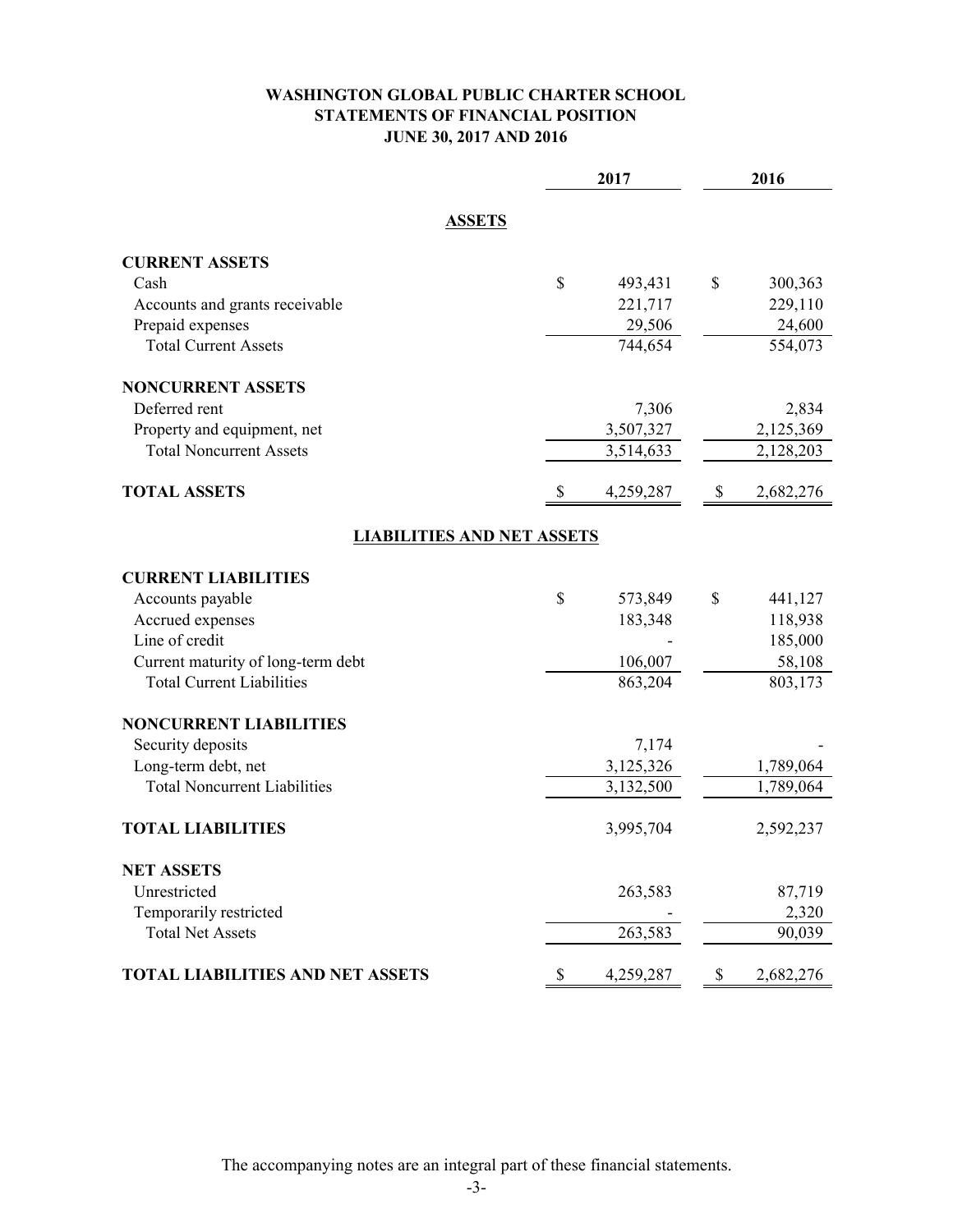# WASHINGTON GLOBAL PUBLIC CHARTER SCHOOL
## STATEMENTS OF FINANCIAL POSITION
### JUNE 30, 2017 AND 2016

| | 2017 | 2016 |
|---|---|---|
| **ASSETS** | | |
| **CURRENT ASSETS** | | |
| Cash | $ 493,431 | $ 300,363 |
| Accounts and grants receivable | 221,717 | 229,110 |
| Prepaid expenses | 29,506 | 24,600 |
| Total Current Assets | 744,654 | 554,073 |
| **NONCURRENT ASSETS** | | |
| Deferred rent | 7,306 | 2,834 |
| Property and equipment, net | 3,507,327 | 2,125,369 |
| Total Noncurrent Assets | 3,514,633 | 2,128,203 |
| **TOTAL ASSETS** | $ 4,259,287 | $ 2,682,276 |
| **LIABILITIES AND NET ASSETS** | | |
| **CURRENT LIABILITIES** | | |
| Accounts payable | $ 573,849 | $ 441,127 |
| Accrued expenses | 183,348 | 118,938 |
| Line of credit | - | 185,000 |
| Current maturity of long-term debt | 106,007 | 58,108 |
| Total Current Liabilities | 863,204 | 803,173 |
| **NONCURRENT LIABILITIES** | | |
| Security deposits | 7,174 | - |
| Long-term debt, net | 3,125,326 | 1,789,064 |
| Total Noncurrent Liabilities | 3,132,500 | 1,789,064 |
| **TOTAL LIABILITIES** | 3,995,704 | 2,592,237 |
| **NET ASSETS** | | |
| Unrestricted | 263,583 | 87,719 |
| Temporarily restricted | - | 2,320 |
| Total Net Assets | 263,583 | 90,039 |
| **TOTAL LIABILITIES AND NET ASSETS** | $ 4,259,287 | $ 2,682,276 |

The accompanying notes are an integral part of these financial statements.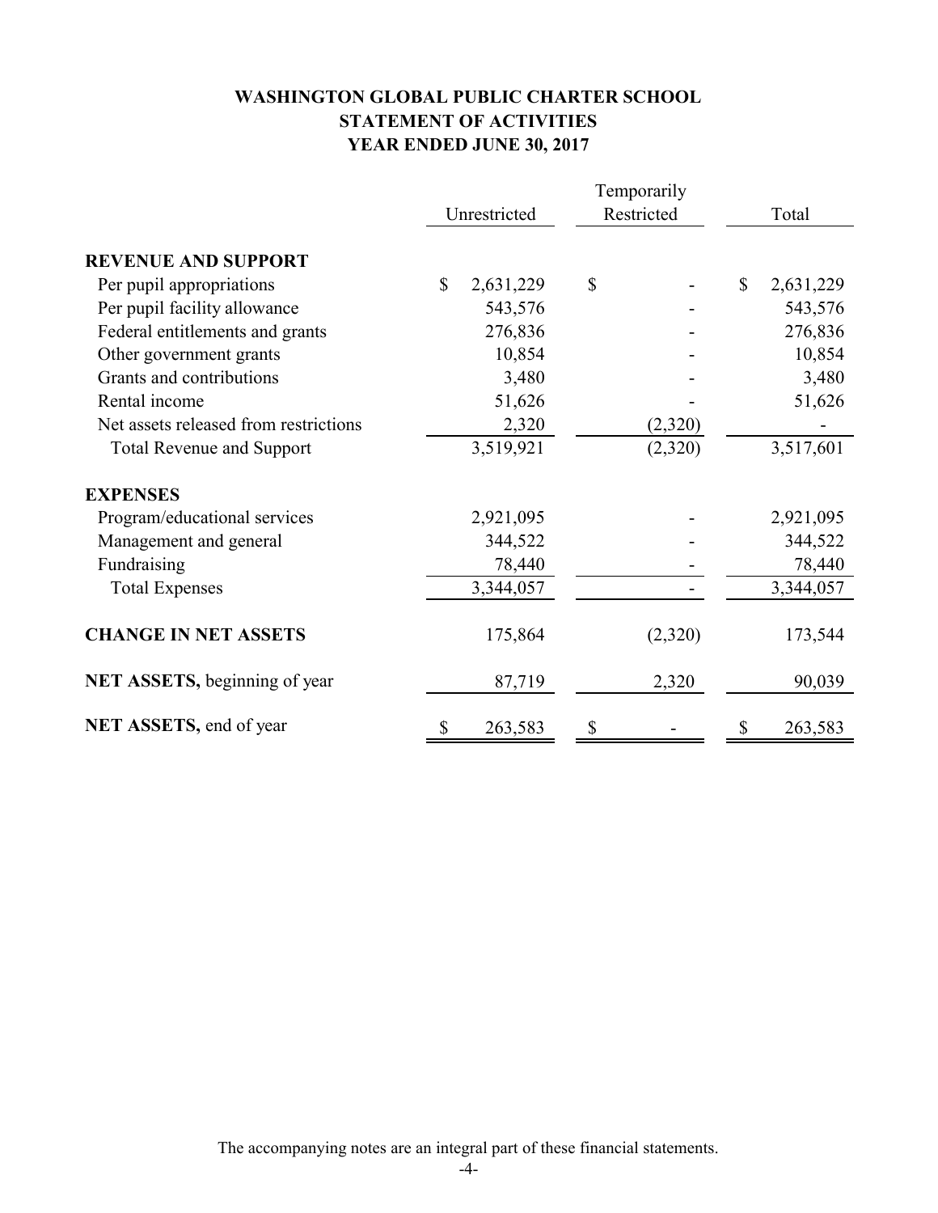# WASHINGTON GLOBAL PUBLIC CHARTER SCHOOL
## STATEMENT OF ACTIVITIES
## YEAR ENDED JUNE 30, 2017

| | Unrestricted | Temporarily Restricted | Total |
|---|---|---|---|
| **REVENUE AND SUPPORT** | | | |
| Per pupil appropriations | $ 2,631,229 | $ - | $ 2,631,229 |
| Per pupil facility allowance | 543,576 | - | 543,576 |
| Federal entitlements and grants | 276,836 | - | 276,836 |
| Other government grants | 10,854 | - | 10,854 |
| Grants and contributions | 3,480 | - | 3,480 |
| Rental income | 51,626 | - | 51,626 |
| Net assets released from restrictions | 2,320 | (2,320) | - |
| Total Revenue and Support | 3,519,921 | (2,320) | 3,517,601 |
| **EXPENSES** | | | |
| Program/educational services | 2,921,095 | - | 2,921,095 |
| Management and general | 344,522 | - | 344,522 |
| Fundraising | 78,440 | - | 78,440 |
| Total Expenses | 3,344,057 | - | 3,344,057 |
| **CHANGE IN NET ASSETS** | 175,864 | (2,320) | 173,544 |
| **NET ASSETS,** beginning of year | 87,719 | 2,320 | 90,039 |
| **NET ASSETS,** end of year | $ 263,583 | $ - | $ 263,583 |

The accompanying notes are an integral part of these financial statements.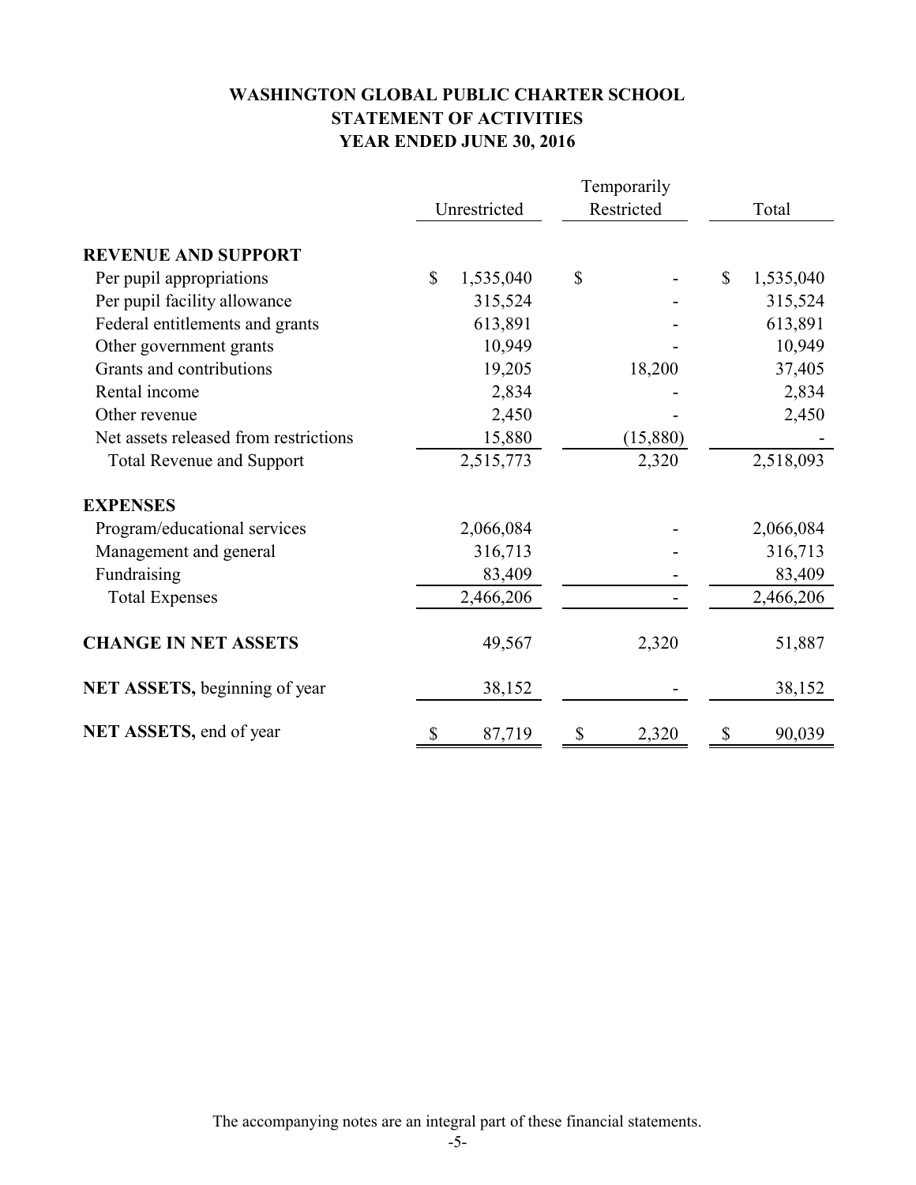# WASHINGTON GLOBAL PUBLIC CHARTER SCHOOL
## STATEMENT OF ACTIVITIES
### YEAR ENDED JUNE 30, 2016

| | Unrestricted | Temporarily Restricted | Total |
|---|---|---|---|
| **REVENUE AND SUPPORT** | | | |
| Per pupil appropriations | $ 1,535,040 | $ - | $ 1,535,040 |
| Per pupil facility allowance | 315,524 | - | 315,524 |
| Federal entitlements and grants | 613,891 | - | 613,891 |
| Other government grants | 10,949 | - | 10,949 |
| Grants and contributions | 19,205 | 18,200 | 37,405 |
| Rental income | 2,834 | - | 2,834 |
| Other revenue | 2,450 | - | 2,450 |
| Net assets released from restrictions | 15,880 | (15,880) | - |
| Total Revenue and Support | 2,515,773 | 2,320 | 2,518,093 |
| **EXPENSES** | | | |
| Program/educational services | 2,066,084 | - | 2,066,084 |
| Management and general | 316,713 | - | 316,713 |
| Fundraising | 83,409 | - | 83,409 |
| Total Expenses | 2,466,206 | - | 2,466,206 |
| **CHANGE IN NET ASSETS** | 49,567 | 2,320 | 51,887 |
| **NET ASSETS,** beginning of year | 38,152 | - | 38,152 |
| **NET ASSETS,** end of year | $ 87,719 | $ 2,320 | $ 90,039 |

The accompanying notes are an integral part of these financial statements.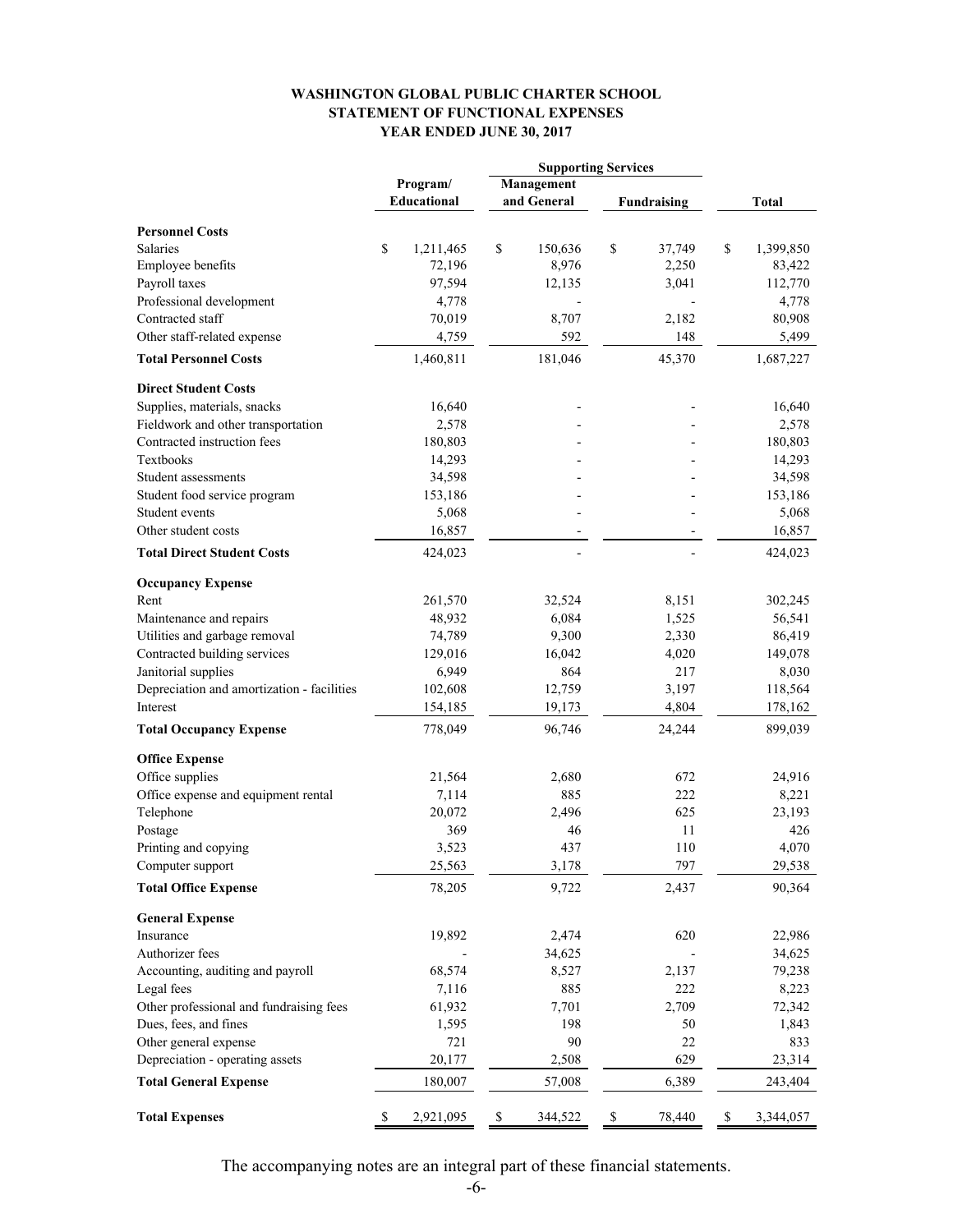# WASHINGTON GLOBAL PUBLIC CHARTER SCHOOL
## STATEMENT OF FUNCTIONAL EXPENSES
### YEAR ENDED JUNE 30, 2017

| | Program/ Educational | Supporting Services | | Total |
|---|---|---|---|---|
| | | Management and General | Fundraising | |
| **Personnel Costs** | | | | |
| Salaries | $ 1,211,465 | $ 150,636 | $ 37,749 | $ 1,399,850 |
| Employee benefits | 72,196 | 8,976 | 2,250 | 83,422 |
| Payroll taxes | 97,594 | 12,135 | 3,041 | 112,770 |
| Professional development | 4,778 | - | - | 4,778 |
| Contracted staff | 70,019 | 8,707 | 2,182 | 80,908 |
| Other staff-related expense | 4,759 | 592 | 148 | 5,499 |
| **Total Personnel Costs** | 1,460,811 | 181,046 | 45,370 | 1,687,227 |
| **Direct Student Costs** | | | | |
| Supplies, materials, snacks | 16,640 | - | - | 16,640 |
| Fieldwork and other transportation | 2,578 | - | - | 2,578 |
| Contracted instruction fees | 180,803 | - | - | 180,803 |
| Textbooks | 14,293 | - | - | 14,293 |
| Student assessments | 34,598 | - | - | 34,598 |
| Student food service program | 153,186 | - | - | 153,186 |
| Student events | 5,068 | - | - | 5,068 |
| Other student costs | 16,857 | - | - | 16,857 |
| **Total Direct Student Costs** | 424,023 | - | - | 424,023 |
| **Occupancy Expense** | | | | |
| Rent | 261,570 | 32,524 | 8,151 | 302,245 |
| Maintenance and repairs | 48,932 | 6,084 | 1,525 | 56,541 |
| Utilities and garbage removal | 74,789 | 9,300 | 2,330 | 86,419 |
| Contracted building services | 129,016 | 16,042 | 4,020 | 149,078 |
| Janitorial supplies | 6,949 | 864 | 217 | 8,030 |
| Depreciation and amortization - facilities | 102,608 | 12,759 | 3,197 | 118,564 |
| Interest | 154,185 | 19,173 | 4,804 | 178,162 |
| **Total Occupancy Expense** | 778,049 | 96,746 | 24,244 | 899,039 |
| **Office Expense** | | | | |
| Office supplies | 21,564 | 2,680 | 672 | 24,916 |
| Office expense and equipment rental | 7,114 | 885 | 222 | 8,221 |
| Telephone | 20,072 | 2,496 | 625 | 23,193 |
| Postage | 369 | 46 | 11 | 426 |
| Printing and copying | 3,523 | 437 | 110 | 4,070 |
| Computer support | 25,563 | 3,178 | 797 | 29,538 |
| **Total Office Expense** | 78,205 | 9,722 | 2,437 | 90,364 |
| **General Expense** | | | | |
| Insurance | 19,892 | 2,474 | 620 | 22,986 |
| Authorizer fees | - | 34,625 | - | 34,625 |
| Accounting, auditing and payroll | 68,574 | 8,527 | 2,137 | 79,238 |
| Legal fees | 7,116 | 885 | 222 | 8,223 |
| Other professional and fundraising fees | 61,932 | 7,701 | 2,709 | 72,342 |
| Dues, fees, and fines | 1,595 | 198 | 50 | 1,843 |
| Other general expense | 721 | 90 | 22 | 833 |
| Depreciation - operating assets | 20,177 | 2,508 | 629 | 23,314 |
| **Total General Expense** | 180,007 | 57,008 | 6,389 | 243,404 |
| **Total Expenses** | $ 2,921,095 | $ 344,522 | $ 78,440 | $ 3,344,057 |

The accompanying notes are an integral part of these financial statements.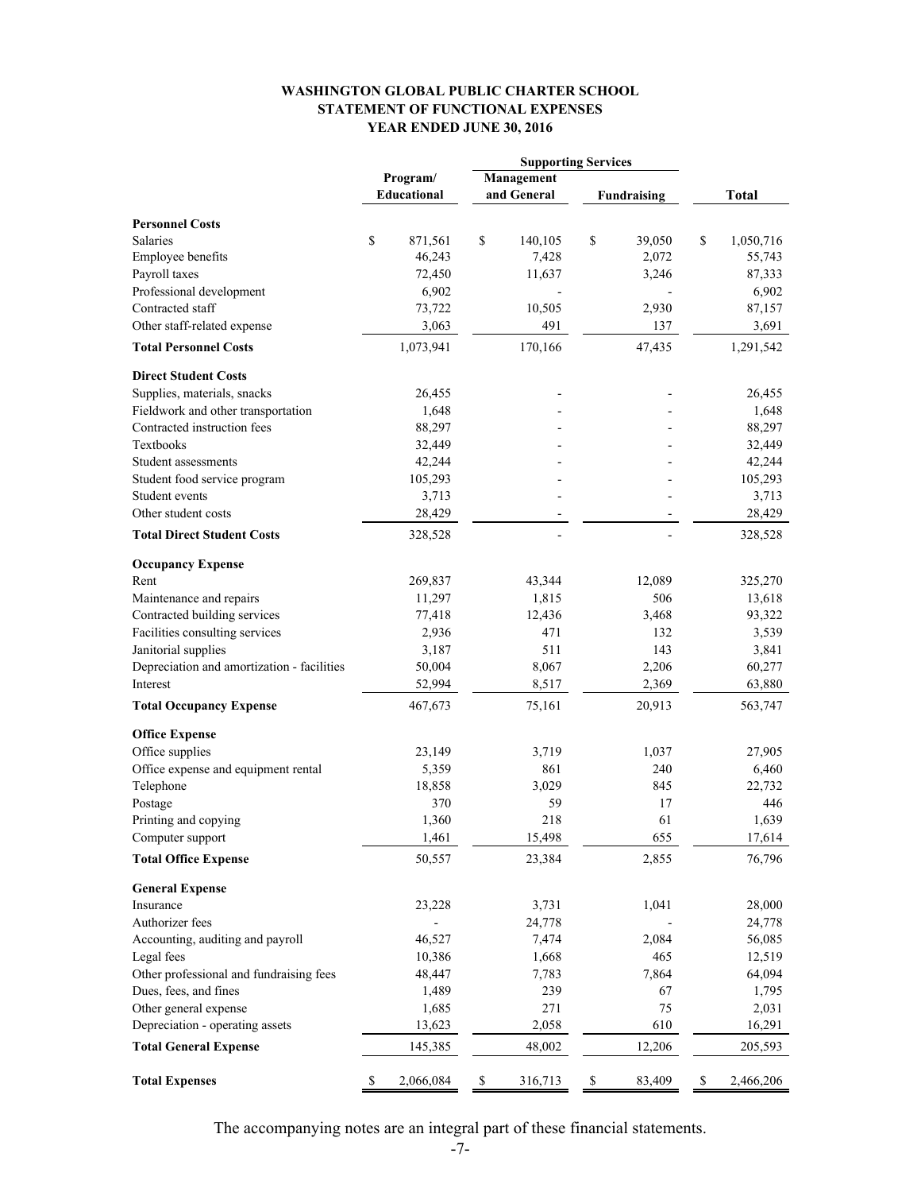# WASHINGTON GLOBAL PUBLIC CHARTER SCHOOL
## STATEMENT OF FUNCTIONAL EXPENSES
### YEAR ENDED JUNE 30, 2016

| | Program/ Educational | Supporting Services | | Total |
|---|---|---|---|---|
| | | Management and General | Fundraising | |
| **Personnel Costs** | | | | |
| Salaries | $ 871,561 | $ 140,105 | $ 39,050 | $ 1,050,716 |
| Employee benefits | 46,243 | 7,428 | 2,072 | 55,743 |
| Payroll taxes | 72,450 | 11,637 | 3,246 | 87,333 |
| Professional development | 6,902 | - | - | 6,902 |
| Contracted staff | 73,722 | 10,505 | 2,930 | 87,157 |
| Other staff-related expense | 3,063 | 491 | 137 | 3,691 |
| **Total Personnel Costs** | 1,073,941 | 170,166 | 47,435 | 1,291,542 |
| **Direct Student Costs** | | | | |
| Supplies, materials, snacks | 26,455 | - | - | 26,455 |
| Fieldwork and other transportation | 1,648 | - | - | 1,648 |
| Contracted instruction fees | 88,297 | - | - | 88,297 |
| Textbooks | 32,449 | - | - | 32,449 |
| Student assessments | 42,244 | - | - | 42,244 |
| Student food service program | 105,293 | - | - | 105,293 |
| Student events | 3,713 | - | - | 3,713 |
| Other student costs | 28,429 | - | - | 28,429 |
| **Total Direct Student Costs** | 328,528 | - | - | 328,528 |
| **Occupancy Expense** | | | | |
| Rent | 269,837 | 43,344 | 12,089 | 325,270 |
| Maintenance and repairs | 11,297 | 1,815 | 506 | 13,618 |
| Contracted building services | 77,418 | 12,436 | 3,468 | 93,322 |
| Facilities consulting services | 2,936 | 471 | 132 | 3,539 |
| Janitorial supplies | 3,187 | 511 | 143 | 3,841 |
| Depreciation and amortization - facilities | 50,004 | 8,067 | 2,206 | 60,277 |
| Interest | 52,994 | 8,517 | 2,369 | 63,880 |
| **Total Occupancy Expense** | 467,673 | 75,161 | 20,913 | 563,747 |
| **Office Expense** | | | | |
| Office supplies | 23,149 | 3,719 | 1,037 | 27,905 |
| Office expense and equipment rental | 5,359 | 861 | 240 | 6,460 |
| Telephone | 18,858 | 3,029 | 845 | 22,732 |
| Postage | 370 | 59 | 17 | 446 |
| Printing and copying | 1,360 | 218 | 61 | 1,639 |
| Computer support | 1,461 | 15,498 | 655 | 17,614 |
| **Total Office Expense** | 50,557 | 23,384 | 2,855 | 76,796 |
| **General Expense** | | | | |
| Insurance | 23,228 | 3,731 | 1,041 | 28,000 |
| Authorizer fees | - | 24,778 | - | 24,778 |
| Accounting, auditing and payroll | 46,527 | 7,474 | 2,084 | 56,085 |
| Legal fees | 10,386 | 1,668 | 465 | 12,519 |
| Other professional and fundraising fees | 48,447 | 7,783 | 7,864 | 64,094 |
| Dues, fees, and fines | 1,489 | 239 | 67 | 1,795 |
| Other general expense | 1,685 | 271 | 75 | 2,031 |
| Depreciation - operating assets | 13,623 | 2,058 | 610 | 16,291 |
| **Total General Expense** | 145,385 | 48,002 | 12,206 | 205,593 |
| **Total Expenses** | $ 2,066,084 | $ 316,713 | $ 83,409 | $ 2,466,206 |

The accompanying notes are an integral part of these financial statements.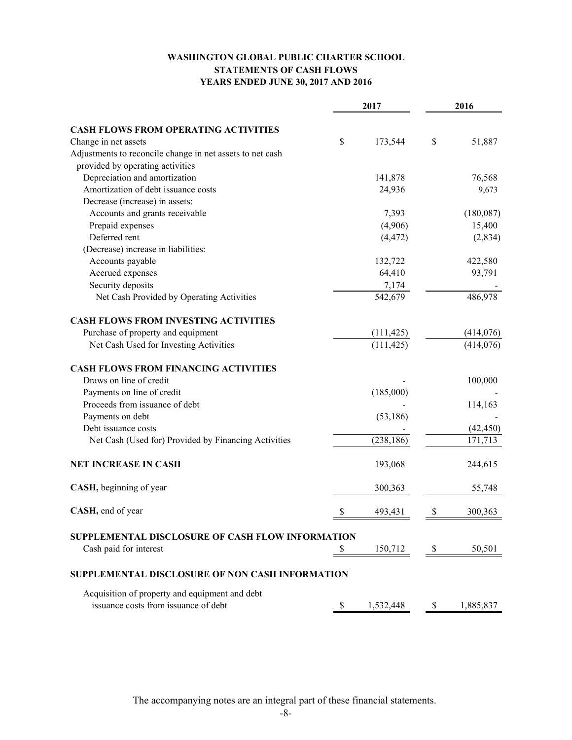# WASHINGTON GLOBAL PUBLIC CHARTER SCHOOL
## STATEMENTS OF CASH FLOWS
### YEARS ENDED JUNE 30, 2017 AND 2016

| | 2017 | 2016 |
|---|---|---|
| **CASH FLOWS FROM OPERATING ACTIVITIES** | | |
| Change in net assets | $ 173,544 | $ 51,887 |
| Adjustments to reconcile change in net assets to net cash provided by operating activities | | |
| Depreciation and amortization | 141,878 | 76,568 |
| Amortization of debt issuance costs | 24,936 | 9,673 |
| Decrease (increase) in assets: | | |
| Accounts and grants receivable | 7,393 | (180,087) |
| Prepaid expenses | (4,906) | 15,400 |
| Deferred rent | (4,472) | (2,834) |
| (Decrease) increase in liabilities: | | |
| Accounts payable | 132,722 | 422,580 |
| Accrued expenses | 64,410 | 93,791 |
| Security deposits | 7,174 | - |
| Net Cash Provided by Operating Activities | 542,679 | 486,978 |
| **CASH FLOWS FROM INVESTING ACTIVITIES** | | |
| Purchase of property and equipment | (111,425) | (414,076) |
| Net Cash Used for Investing Activities | (111,425) | (414,076) |
| **CASH FLOWS FROM FINANCING ACTIVITIES** | | |
| Draws on line of credit | - | 100,000 |
| Payments on line of credit | (185,000) | - |
| Proceeds from issuance of debt | - | 114,163 |
| Payments on debt | (53,186) | - |
| Debt issuance costs | - | (42,450) |
| Net Cash (Used for) Provided by Financing Activities | (238,186) | 171,713 |
| **NET INCREASE IN CASH** | 193,068 | 244,615 |
| **CASH,** beginning of year | 300,363 | 55,748 |
| **CASH,** end of year | $ 493,431 | $ 300,363 |
| **SUPPLEMENTAL DISCLOSURE OF CASH FLOW INFORMATION** | | |
| Cash paid for interest | $ 150,712 | $ 50,501 |
| **SUPPLEMENTAL DISCLOSURE OF NON CASH INFORMATION** | | |
| Acquisition of property and equipment and debt issuance costs from issuance of debt | $ 1,532,448 | $ 1,885,837 |

The accompanying notes are an integral part of these financial statements.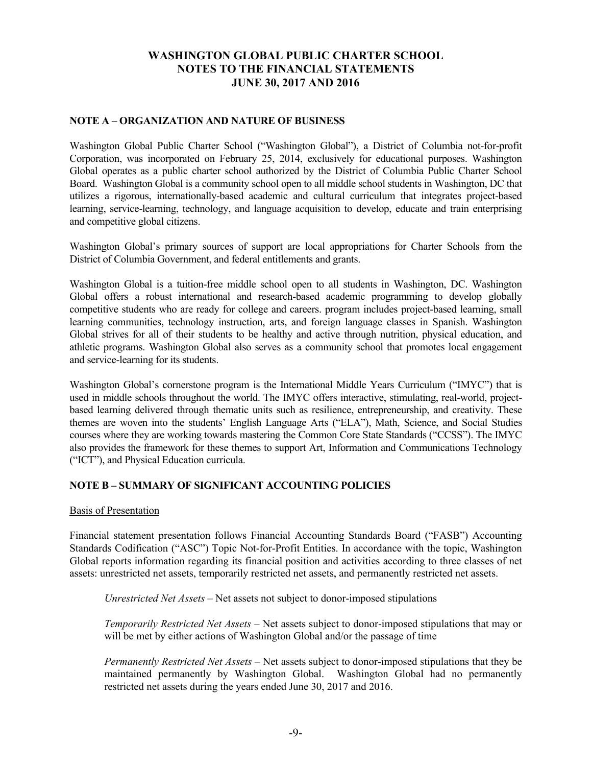# WASHINGTON GLOBAL PUBLIC CHARTER SCHOOL
# NOTES TO THE FINANCIAL STATEMENTS
# JUNE 30, 2017 AND 2016

## NOTE A – ORGANIZATION AND NATURE OF BUSINESS

Washington Global Public Charter School ("Washington Global"), a District of Columbia not-for-profit Corporation, was incorporated on February 25, 2014, exclusively for educational purposes. Washington Global operates as a public charter school authorized by the District of Columbia Public Charter School Board. Washington Global is a community school open to all middle school students in Washington, DC that utilizes a rigorous, internationally-based academic and cultural curriculum that integrates project-based learning, service-learning, technology, and language acquisition to develop, educate and train enterprising and competitive global citizens.

Washington Global's primary sources of support are local appropriations for Charter Schools from the District of Columbia Government, and federal entitlements and grants.

Washington Global is a tuition-free middle school open to all students in Washington, DC. Washington Global offers a robust international and research-based academic programming to develop globally competitive students who are ready for college and careers. program includes project-based learning, small learning communities, technology instruction, arts, and foreign language classes in Spanish. Washington Global strives for all of their students to be healthy and active through nutrition, physical education, and athletic programs. Washington Global also serves as a community school that promotes local engagement and service-learning for its students.

Washington Global's cornerstone program is the International Middle Years Curriculum ("IMYC") that is used in middle schools throughout the world. The IMYC offers interactive, stimulating, real-world, project-based learning delivered through thematic units such as resilience, entrepreneurship, and creativity. These themes are woven into the students' English Language Arts ("ELA"), Math, Science, and Social Studies courses where they are working towards mastering the Common Core State Standards ("CCSS"). The IMYC also provides the framework for these themes to support Art, Information and Communications Technology ("ICT"), and Physical Education curricula.

## NOTE B – SUMMARY OF SIGNIFICANT ACCOUNTING POLICIES

Basis of Presentation

Financial statement presentation follows Financial Accounting Standards Board ("FASB") Accounting Standards Codification ("ASC") Topic Not-for-Profit Entities. In accordance with the topic, Washington Global reports information regarding its financial position and activities according to three classes of net assets: unrestricted net assets, temporarily restricted net assets, and permanently restricted net assets.

*Unrestricted Net Assets* – Net assets not subject to donor-imposed stipulations

*Temporarily Restricted Net Assets* – Net assets subject to donor-imposed stipulations that may or will be met by either actions of Washington Global and/or the passage of time

*Permanently Restricted Net Assets* – Net assets subject to donor-imposed stipulations that they be maintained permanently by Washington Global. Washington Global had no permanently restricted net assets during the years ended June 30, 2017 and 2016.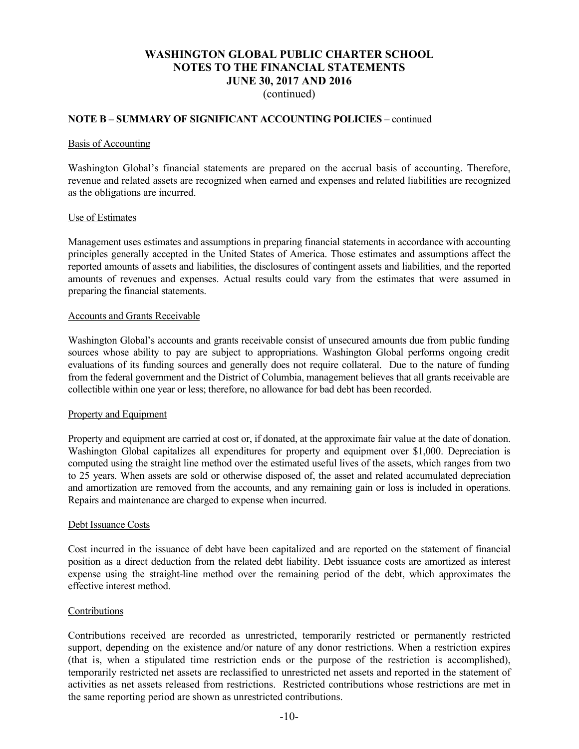**NOTE B – SUMMARY OF SIGNIFICANT ACCOUNTING POLICIES** – continued

Basis of Accounting

Washington Global's financial statements are prepared on the accrual basis of accounting. Therefore, revenue and related assets are recognized when earned and expenses and related liabilities are recognized as the obligations are incurred.

Use of Estimates

Management uses estimates and assumptions in preparing financial statements in accordance with accounting principles generally accepted in the United States of America. Those estimates and assumptions affect the reported amounts of assets and liabilities, the disclosures of contingent assets and liabilities, and the reported amounts of revenues and expenses. Actual results could vary from the estimates that were assumed in preparing the financial statements.

Accounts and Grants Receivable

Washington Global's accounts and grants receivable consist of unsecured amounts due from public funding sources whose ability to pay are subject to appropriations. Washington Global performs ongoing credit evaluations of its funding sources and generally does not require collateral. Due to the nature of funding from the federal government and the District of Columbia, management believes that all grants receivable are collectible within one year or less; therefore, no allowance for bad debt has been recorded.

Property and Equipment

Property and equipment are carried at cost or, if donated, at the approximate fair value at the date of donation. Washington Global capitalizes all expenditures for property and equipment over $1,000. Depreciation is computed using the straight line method over the estimated useful lives of the assets, which ranges from two to 25 years. When assets are sold or otherwise disposed of, the asset and related accumulated depreciation and amortization are removed from the accounts, and any remaining gain or loss is included in operations. Repairs and maintenance are charged to expense when incurred.

Debt Issuance Costs

Cost incurred in the issuance of debt have been capitalized and are reported on the statement of financial position as a direct deduction from the related debt liability. Debt issuance costs are amortized as interest expense using the straight-line method over the remaining period of the debt, which approximates the effective interest method.

Contributions

Contributions received are recorded as unrestricted, temporarily restricted or permanently restricted support, depending on the existence and/or nature of any donor restrictions. When a restriction expires (that is, when a stipulated time restriction ends or the purpose of the restriction is accomplished), temporarily restricted net assets are reclassified to unrestricted net assets and reported in the statement of activities as net assets released from restrictions. Restricted contributions whose restrictions are met in the same reporting period are shown as unrestricted contributions.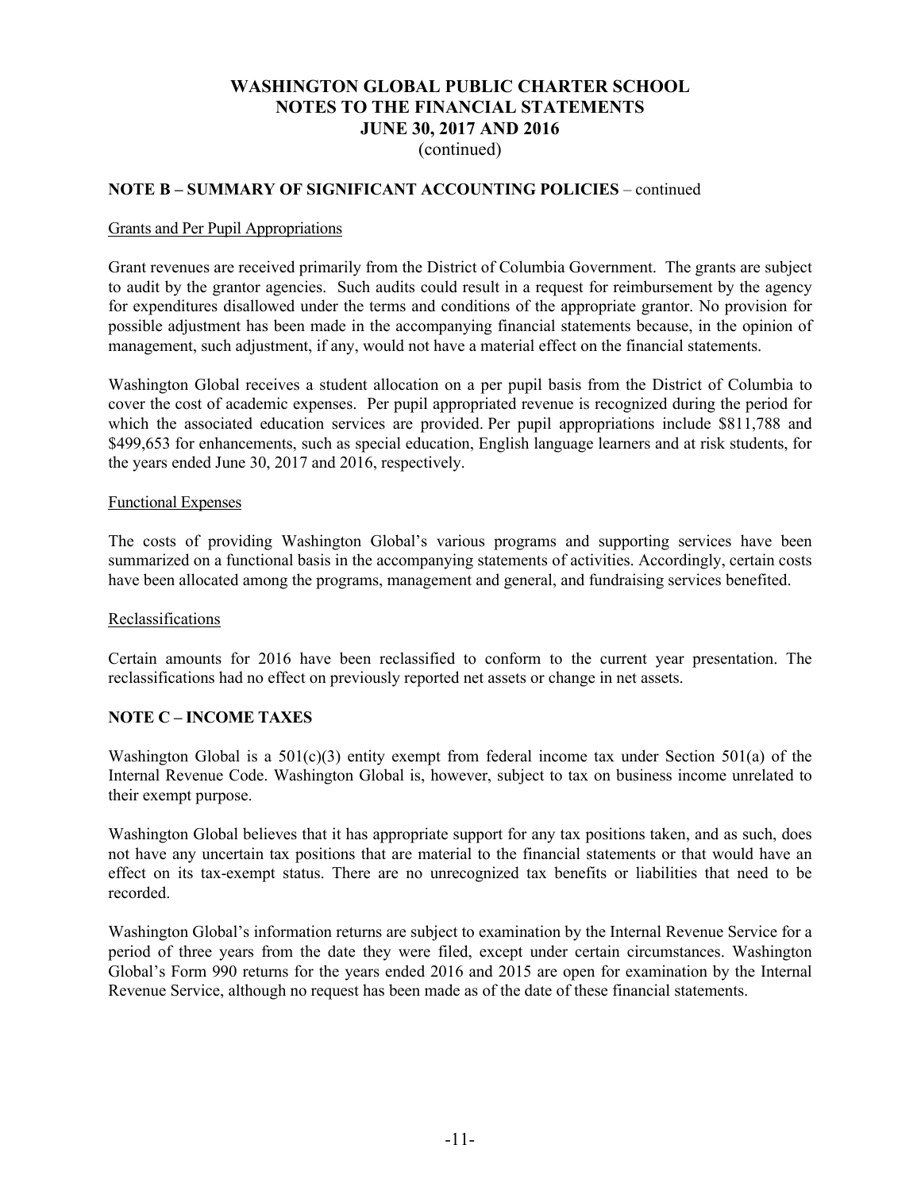## NOTE B – SUMMARY OF SIGNIFICANT ACCOUNTING POLICIES – continued

Grants and Per Pupil Appropriations

Grant revenues are received primarily from the District of Columbia Government. The grants are subject to audit by the grantor agencies. Such audits could result in a request for reimbursement by the agency for expenditures disallowed under the terms and conditions of the appropriate grantor. No provision for possible adjustment has been made in the accompanying financial statements because, in the opinion of management, such adjustment, if any, would not have a material effect on the financial statements.

Washington Global receives a student allocation on a per pupil basis from the District of Columbia to cover the cost of academic expenses. Per pupil appropriated revenue is recognized during the period for which the associated education services are provided. Per pupil appropriations include $811,788 and $499,653 for enhancements, such as special education, English language learners and at risk students, for the years ended June 30, 2017 and 2016, respectively.

Functional Expenses

The costs of providing Washington Global's various programs and supporting services have been summarized on a functional basis in the accompanying statements of activities. Accordingly, certain costs have been allocated among the programs, management and general, and fundraising services benefited.

Reclassifications

Certain amounts for 2016 have been reclassified to conform to the current year presentation. The reclassifications had no effect on previously reported net assets or change in net assets.

## NOTE C – INCOME TAXES

Washington Global is a 501(c)(3) entity exempt from federal income tax under Section 501(a) of the Internal Revenue Code. Washington Global is, however, subject to tax on business income unrelated to their exempt purpose.

Washington Global believes that it has appropriate support for any tax positions taken, and as such, does not have any uncertain tax positions that are material to the financial statements or that would have an effect on its tax-exempt status. There are no unrecognized tax benefits or liabilities that need to be recorded.

Washington Global's information returns are subject to examination by the Internal Revenue Service for a period of three years from the date they were filed, except under certain circumstances. Washington Global's Form 990 returns for the years ended 2016 and 2015 are open for examination by the Internal Revenue Service, although no request has been made as of the date of these financial statements.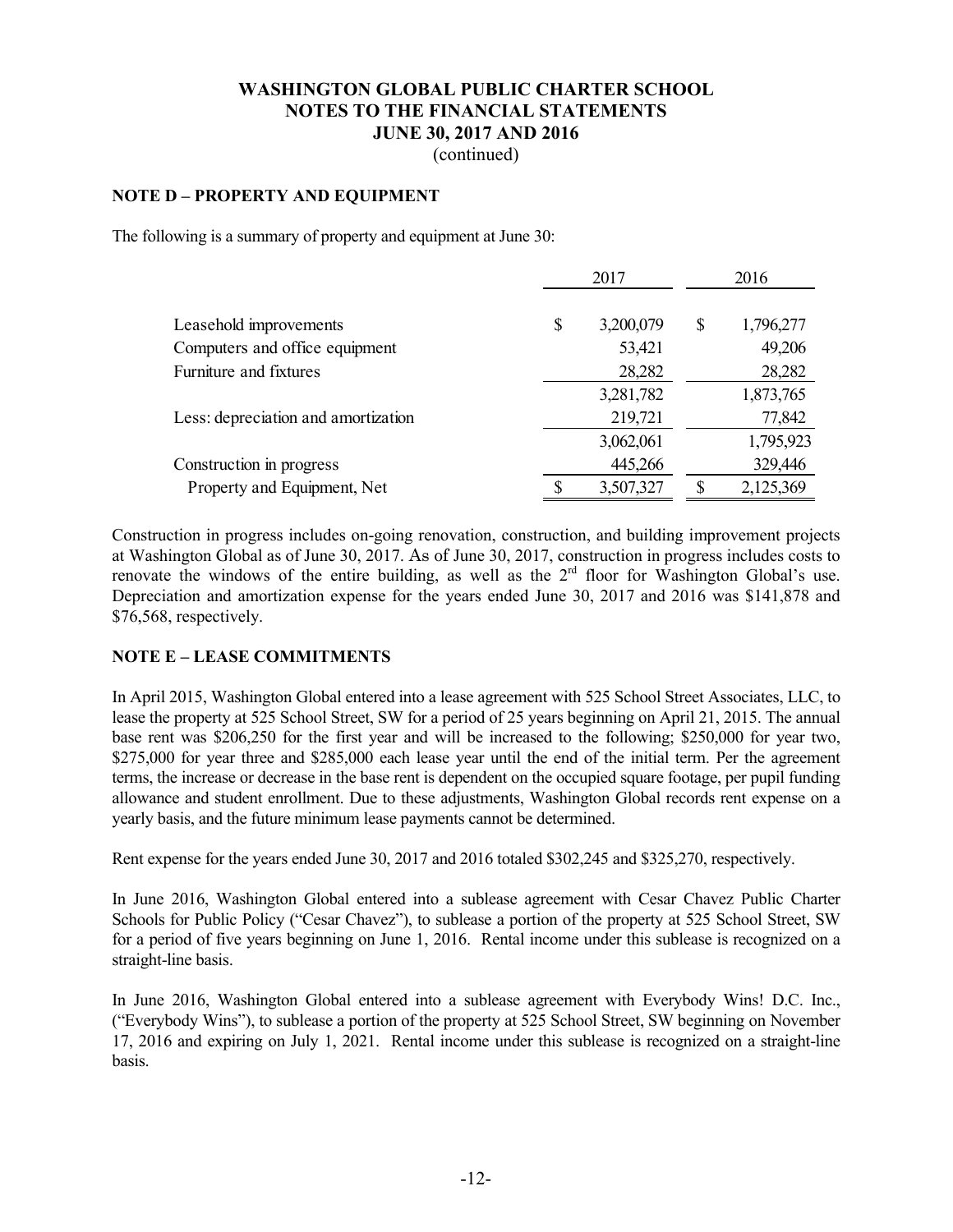# WASHINGTON GLOBAL PUBLIC CHARTER SCHOOL
# NOTES TO THE FINANCIAL STATEMENTS
# JUNE 30, 2017 AND 2016
(continued)

## NOTE D – PROPERTY AND EQUIPMENT

The following is a summary of property and equipment at June 30:

| | 2017 | 2016 |
|---|---|---|
| Leasehold improvements | $ 3,200,079 | $ 1,796,277 |
| Computers and office equipment | 53,421 | 49,206 |
| Furniture and fixtures | 28,282 | 28,282 |
| | 3,281,782 | 1,873,765 |
| Less: depreciation and amortization | 219,721 | 77,842 |
| | 3,062,061 | 1,795,923 |
| Construction in progress | 445,266 | 329,446 |
| Property and Equipment, Net | $ 3,507,327 | $ 2,125,369 |

Construction in progress includes on-going renovation, construction, and building improvement projects at Washington Global as of June 30, 2017. As of June 30, 2017, construction in progress includes costs to renovate the windows of the entire building, as well as the 2rd floor for Washington Global's use. Depreciation and amortization expense for the years ended June 30, 2017 and 2016 was $141,878 and $76,568, respectively.

## NOTE E – LEASE COMMITMENTS

In April 2015, Washington Global entered into a lease agreement with 525 School Street Associates, LLC, to lease the property at 525 School Street, SW for a period of 25 years beginning on April 21, 2015. The annual base rent was $206,250 for the first year and will be increased to the following; $250,000 for year two, $275,000 for year three and $285,000 each lease year until the end of the initial term. Per the agreement terms, the increase or decrease in the base rent is dependent on the occupied square footage, per pupil funding allowance and student enrollment. Due to these adjustments, Washington Global records rent expense on a yearly basis, and the future minimum lease payments cannot be determined.

Rent expense for the years ended June 30, 2017 and 2016 totaled $302,245 and $325,270, respectively.

In June 2016, Washington Global entered into a sublease agreement with Cesar Chavez Public Charter Schools for Public Policy ("Cesar Chavez"), to sublease a portion of the property at 525 School Street, SW for a period of five years beginning on June 1, 2016. Rental income under this sublease is recognized on a straight-line basis.

In June 2016, Washington Global entered into a sublease agreement with Everybody Wins! D.C. Inc., ("Everybody Wins"), to sublease a portion of the property at 525 School Street, SW beginning on November 17, 2016 and expiring on July 1, 2021. Rental income under this sublease is recognized on a straight-line basis.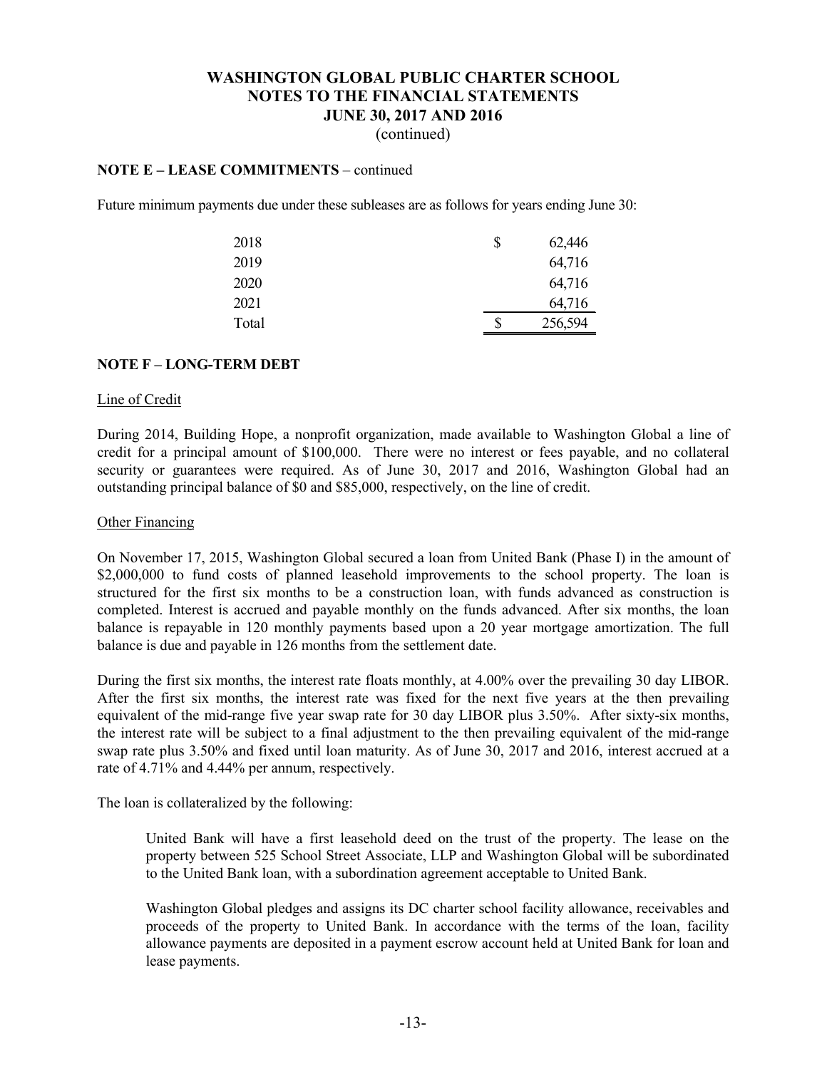## NOTE E – LEASE COMMITMENTS – continued

Future minimum payments due under these subleases are as follows for years ending June 30:

| Year | Amount |
|---|---|
| 2018 | $ 62,446 |
| 2019 | 64,716 |
| 2020 | 64,716 |
| 2021 | 64,716 |
| Total | $ 256,594 |

## NOTE F – LONG-TERM DEBT

Line of Credit

During 2014, Building Hope, a nonprofit organization, made available to Washington Global a line of credit for a principal amount of $100,000. There were no interest or fees payable, and no collateral security or guarantees were required. As of June 30, 2017 and 2016, Washington Global had an outstanding principal balance of $0 and $85,000, respectively, on the line of credit.

Other Financing

On November 17, 2015, Washington Global secured a loan from United Bank (Phase I) in the amount of $2,000,000 to fund costs of planned leasehold improvements to the school property. The loan is structured for the first six months to be a construction loan, with funds advanced as construction is completed. Interest is accrued and payable monthly on the funds advanced. After six months, the loan balance is repayable in 120 monthly payments based upon a 20 year mortgage amortization. The full balance is due and payable in 126 months from the settlement date.

During the first six months, the interest rate floats monthly, at 4.00% over the prevailing 30 day LIBOR. After the first six months, the interest rate was fixed for the next five years at the then prevailing equivalent of the mid-range five year swap rate for 30 day LIBOR plus 3.50%. After sixty-six months, the interest rate will be subject to a final adjustment to the then prevailing equivalent of the mid-range swap rate plus 3.50% and fixed until loan maturity. As of June 30, 2017 and 2016, interest accrued at a rate of 4.71% and 4.44% per annum, respectively.

The loan is collateralized by the following:

> United Bank will have a first leasehold deed on the trust of the property. The lease on the property between 525 School Street Associate, LLP and Washington Global will be subordinated to the United Bank loan, with a subordination agreement acceptable to United Bank.
>
> Washington Global pledges and assigns its DC charter school facility allowance, receivables and proceeds of the property to United Bank. In accordance with the terms of the loan, facility allowance payments are deposited in a payment escrow account held at United Bank for loan and lease payments.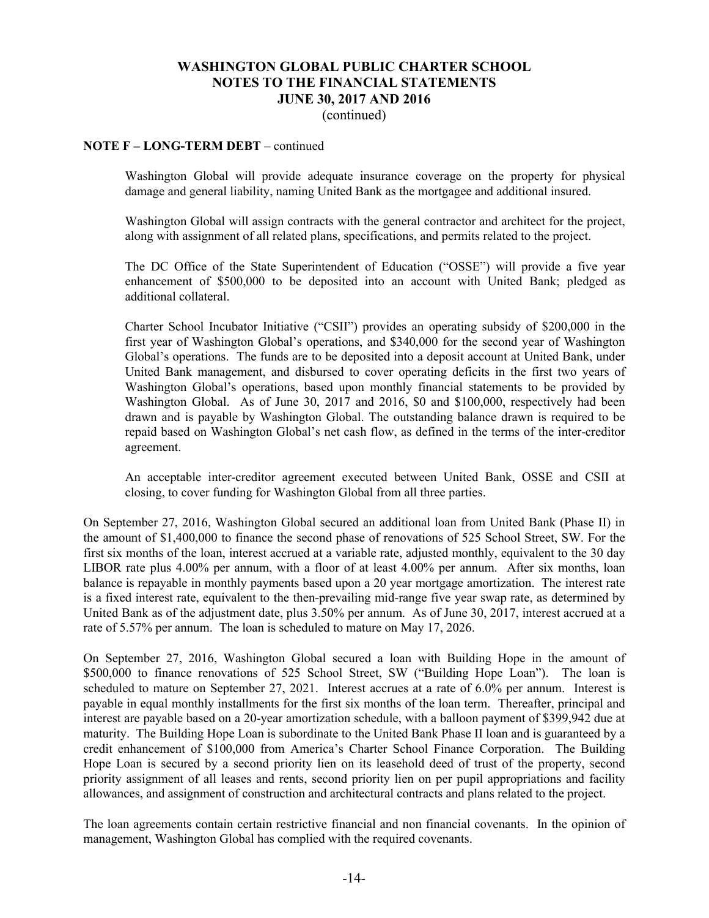**NOTE F – LONG-TERM DEBT** – continued

Washington Global will provide adequate insurance coverage on the property for physical damage and general liability, naming United Bank as the mortgagee and additional insured.

Washington Global will assign contracts with the general contractor and architect for the project, along with assignment of all related plans, specifications, and permits related to the project.

The DC Office of the State Superintendent of Education ("OSSE") will provide a five year enhancement of $500,000 to be deposited into an account with United Bank; pledged as additional collateral.

Charter School Incubator Initiative ("CSII") provides an operating subsidy of $200,000 in the first year of Washington Global's operations, and $340,000 for the second year of Washington Global's operations. The funds are to be deposited into a deposit account at United Bank, under United Bank management, and disbursed to cover operating deficits in the first two years of Washington Global's operations, based upon monthly financial statements to be provided by Washington Global. As of June 30, 2017 and 2016, $0 and $100,000, respectively had been drawn and is payable by Washington Global. The outstanding balance drawn is required to be repaid based on Washington Global's net cash flow, as defined in the terms of the inter-creditor agreement.

An acceptable inter-creditor agreement executed between United Bank, OSSE and CSII at closing, to cover funding for Washington Global from all three parties.

On September 27, 2016, Washington Global secured an additional loan from United Bank (Phase II) in the amount of $1,400,000 to finance the second phase of renovations of 525 School Street, SW. For the first six months of the loan, interest accrued at a variable rate, adjusted monthly, equivalent to the 30 day LIBOR rate plus 4.00% per annum, with a floor of at least 4.00% per annum. After six months, loan balance is repayable in monthly payments based upon a 20 year mortgage amortization. The interest rate is a fixed interest rate, equivalent to the then-prevailing mid-range five year swap rate, as determined by United Bank as of the adjustment date, plus 3.50% per annum. As of June 30, 2017, interest accrued at a rate of 5.57% per annum. The loan is scheduled to mature on May 17, 2026.

On September 27, 2016, Washington Global secured a loan with Building Hope in the amount of $500,000 to finance renovations of 525 School Street, SW ("Building Hope Loan"). The loan is scheduled to mature on September 27, 2021. Interest accrues at a rate of 6.0% per annum. Interest is payable in equal monthly installments for the first six months of the loan term. Thereafter, principal and interest are payable based on a 20-year amortization schedule, with a balloon payment of $399,942 due at maturity. The Building Hope Loan is subordinate to the United Bank Phase II loan and is guaranteed by a credit enhancement of $100,000 from America's Charter School Finance Corporation. The Building Hope Loan is secured by a second priority lien on its leasehold deed of trust of the property, second priority assignment of all leases and rents, second priority lien on per pupil appropriations and facility allowances, and assignment of construction and architectural contracts and plans related to the project.

The loan agreements contain certain restrictive financial and non financial covenants. In the opinion of management, Washington Global has complied with the required covenants.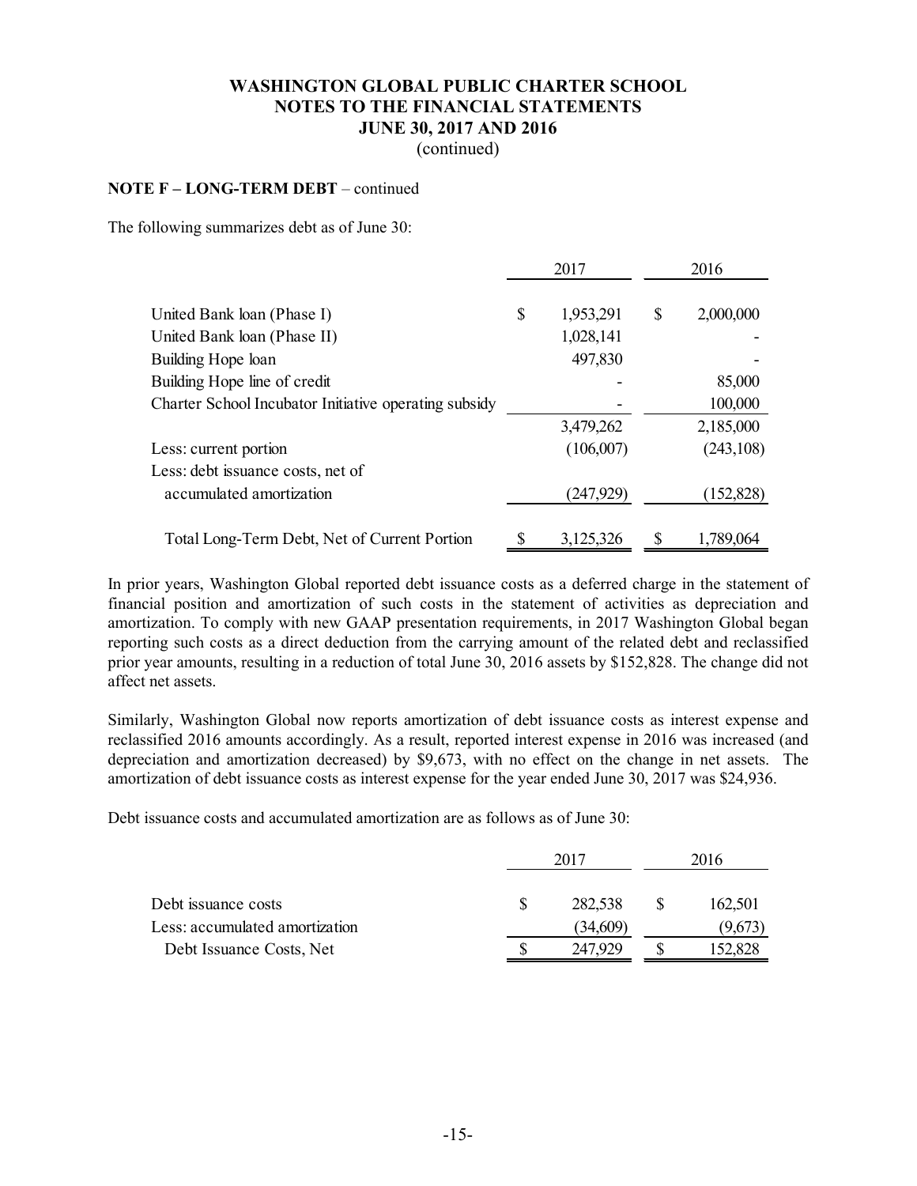# WASHINGTON GLOBAL PUBLIC CHARTER SCHOOL
## NOTES TO THE FINANCIAL STATEMENTS
## JUNE 30, 2017 AND 2016
(continued)

**NOTE F – LONG-TERM DEBT** – continued

The following summarizes debt as of June 30:

| | 2017 | 2016 |
|---|---|---|
| United Bank loan (Phase I) | $ 1,953,291 | $ 2,000,000 |
| United Bank loan (Phase II) | 1,028,141 | - |
| Building Hope loan | 497,830 | - |
| Building Hope line of credit | - | 85,000 |
| Charter School Incubator Initiative operating subsidy | - | 100,000 |
| | 3,479,262 | 2,185,000 |
| Less: current portion | (106,007) | (243,108) |
| Less: debt issuance costs, net of accumulated amortization | (247,929) | (152,828) |
| Total Long-Term Debt, Net of Current Portion | $ 3,125,326 | $ 1,789,064 |

In prior years, Washington Global reported debt issuance costs as a deferred charge in the statement of financial position and amortization of such costs in the statement of activities as depreciation and amortization. To comply with new GAAP presentation requirements, in 2017 Washington Global began reporting such costs as a direct deduction from the carrying amount of the related debt and reclassified prior year amounts, resulting in a reduction of total June 30, 2016 assets by $152,828. The change did not affect net assets.

Similarly, Washington Global now reports amortization of debt issuance costs as interest expense and reclassified 2016 amounts accordingly. As a result, reported interest expense in 2016 was increased (and depreciation and amortization decreased) by $9,673, with no effect on the change in net assets. The amortization of debt issuance costs as interest expense for the year ended June 30, 2017 was $24,936.

Debt issuance costs and accumulated amortization are as follows as of June 30:

| | 2017 | 2016 |
|---|---|---|
| Debt issuance costs | $ 282,538 | $ 162,501 |
| Less: accumulated amortization | (34,609) | (9,673) |
| Debt Issuance Costs, Net | $ 247,929 | $ 152,828 |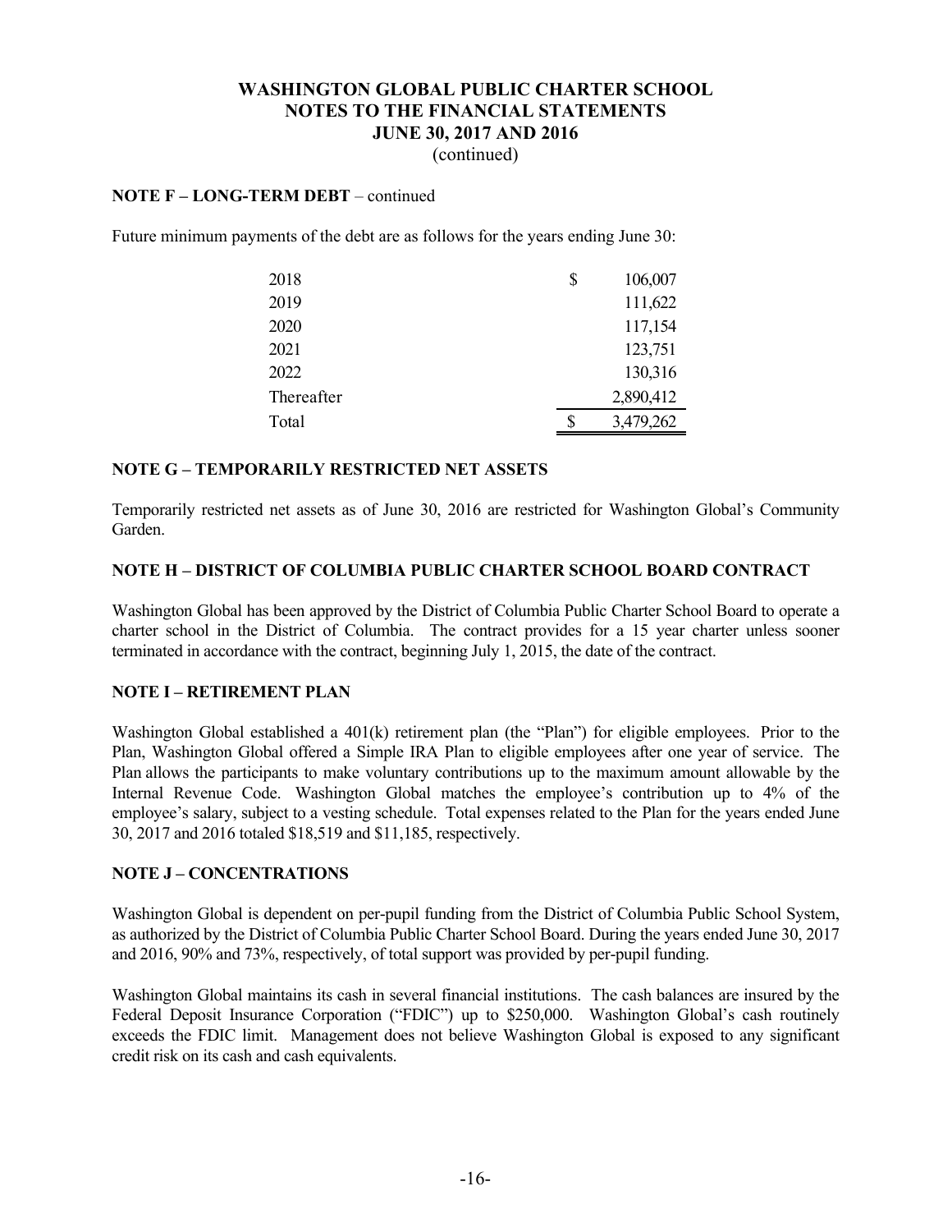# WASHINGTON GLOBAL PUBLIC CHARTER SCHOOL
## NOTES TO THE FINANCIAL STATEMENTS
## JUNE 30, 2017 AND 2016
(continued)

**NOTE F – LONG-TERM DEBT** – continued

Future minimum payments of the debt are as follows for the years ending June 30:

| | |
|---|---|
| 2018 | $ 106,007 |
| 2019 | 111,622 |
| 2020 | 117,154 |
| 2021 | 123,751 |
| 2022 | 130,316 |
| Thereafter | 2,890,412 |
| Total | $ 3,479,262 |

**NOTE G – TEMPORARILY RESTRICTED NET ASSETS**

Temporarily restricted net assets as of June 30, 2016 are restricted for Washington Global's Community Garden.

**NOTE H – DISTRICT OF COLUMBIA PUBLIC CHARTER SCHOOL BOARD CONTRACT**

Washington Global has been approved by the District of Columbia Public Charter School Board to operate a charter school in the District of Columbia. The contract provides for a 15 year charter unless sooner terminated in accordance with the contract, beginning July 1, 2015, the date of the contract.

**NOTE I – RETIREMENT PLAN**

Washington Global established a 401(k) retirement plan (the "Plan") for eligible employees. Prior to the Plan, Washington Global offered a Simple IRA Plan to eligible employees after one year of service. The Plan allows the participants to make voluntary contributions up to the maximum amount allowable by the Internal Revenue Code. Washington Global matches the employee's contribution up to 4% of the employee's salary, subject to a vesting schedule. Total expenses related to the Plan for the years ended June 30, 2017 and 2016 totaled $18,519 and $11,185, respectively.

**NOTE J – CONCENTRATIONS**

Washington Global is dependent on per-pupil funding from the District of Columbia Public School System, as authorized by the District of Columbia Public Charter School Board. During the years ended June 30, 2017 and 2016, 90% and 73%, respectively, of total support was provided by per-pupil funding.

Washington Global maintains its cash in several financial institutions. The cash balances are insured by the Federal Deposit Insurance Corporation ("FDIC") up to $250,000. Washington Global's cash routinely exceeds the FDIC limit. Management does not believe Washington Global is exposed to any significant credit risk on its cash and cash equivalents.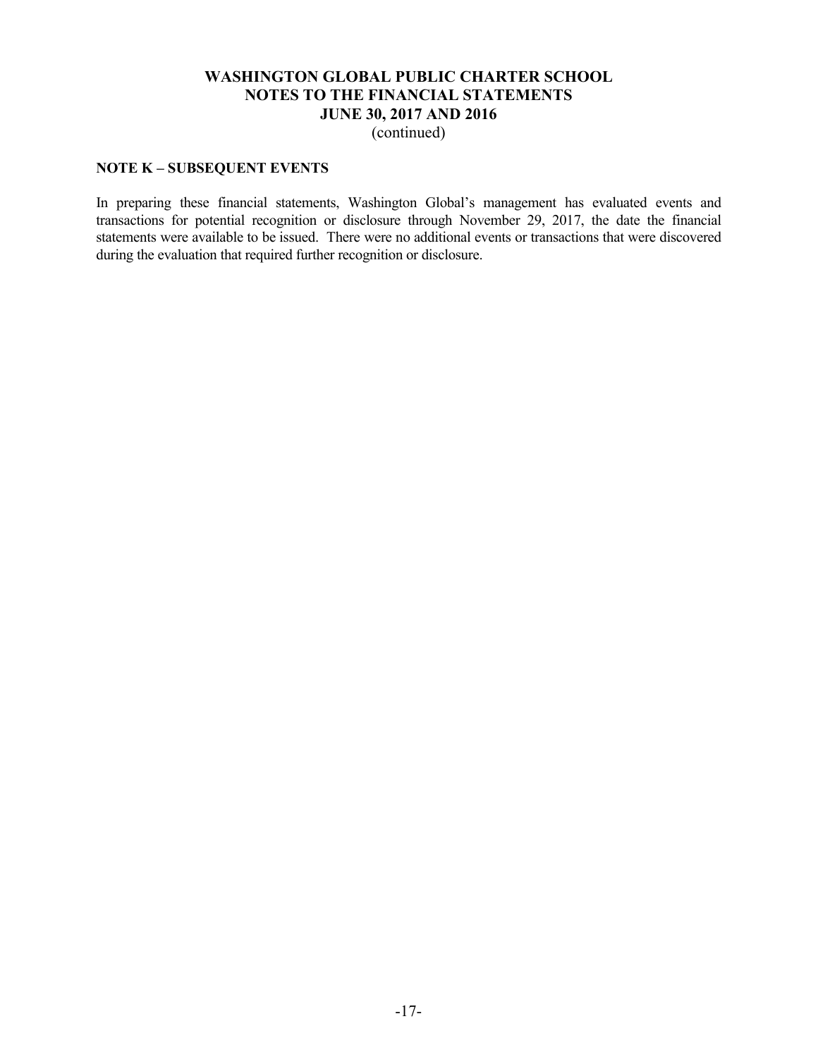# WASHINGTON GLOBAL PUBLIC CHARTER SCHOOL
# NOTES TO THE FINANCIAL STATEMENTS
# JUNE 30, 2017 AND 2016
(continued)

## NOTE K – SUBSEQUENT EVENTS

In preparing these financial statements, Washington Global's management has evaluated events and transactions for potential recognition or disclosure through November 29, 2017, the date the financial statements were available to be issued. There were no additional events or transactions that were discovered during the evaluation that required further recognition or disclosure.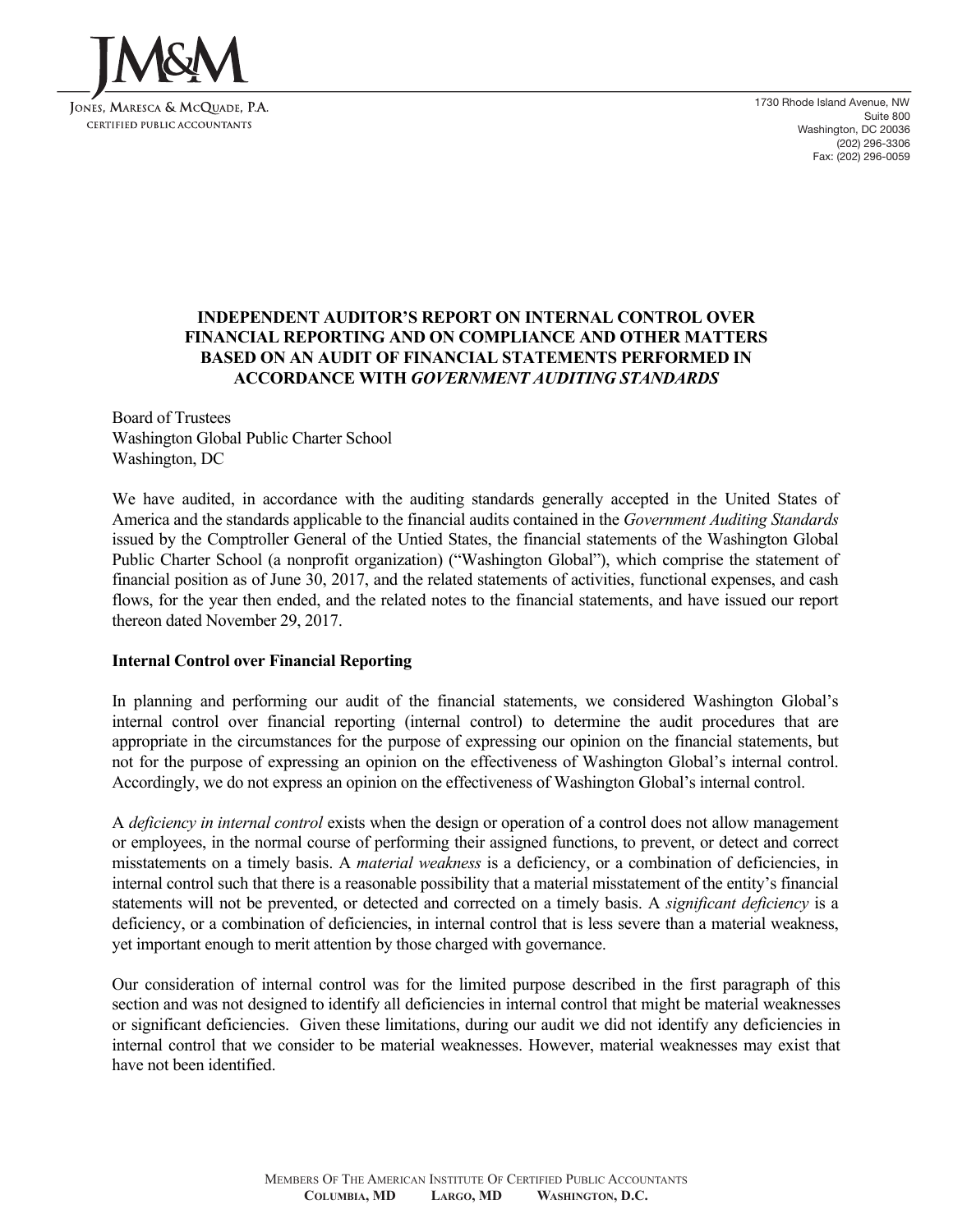JM&M

Jones, Maresca & McQuade, P.A.
Certified Public Accountants

1730 Rhode Island Avenue, NW
Suite 800
Washington, DC 20036
(202) 296-3306
Fax: (202) 296-0059

## INDEPENDENT AUDITOR'S REPORT ON INTERNAL CONTROL OVER FINANCIAL REPORTING AND ON COMPLIANCE AND OTHER MATTERS BASED ON AN AUDIT OF FINANCIAL STATEMENTS PERFORMED IN ACCORDANCE WITH *GOVERNMENT AUDITING STANDARDS*

Board of Trustees
Washington Global Public Charter School
Washington, DC

We have audited, in accordance with the auditing standards generally accepted in the United States of America and the standards applicable to the financial audits contained in the *Government Auditing Standards* issued by the Comptroller General of the Untied States, the financial statements of the Washington Global Public Charter School (a nonprofit organization) ("Washington Global"), which comprise the statement of financial position as of June 30, 2017, and the related statements of activities, functional expenses, and cash flows, for the year then ended, and the related notes to the financial statements, and have issued our report thereon dated November 29, 2017.

**Internal Control over Financial Reporting**

In planning and performing our audit of the financial statements, we considered Washington Global's internal control over financial reporting (internal control) to determine the audit procedures that are appropriate in the circumstances for the purpose of expressing our opinion on the financial statements, but not for the purpose of expressing an opinion on the effectiveness of Washington Global's internal control. Accordingly, we do not express an opinion on the effectiveness of Washington Global's internal control.

A *deficiency in internal control* exists when the design or operation of a control does not allow management or employees, in the normal course of performing their assigned functions, to prevent, or detect and correct misstatements on a timely basis. A *material weakness* is a deficiency, or a combination of deficiencies, in internal control such that there is a reasonable possibility that a material misstatement of the entity's financial statements will not be prevented, or detected and corrected on a timely basis. A *significant deficiency* is a deficiency, or a combination of deficiencies, in internal control that is less severe than a material weakness, yet important enough to merit attention by those charged with governance.

Our consideration of internal control was for the limited purpose described in the first paragraph of this section and was not designed to identify all deficiencies in internal control that might be material weaknesses or significant deficiencies. Given these limitations, during our audit we did not identify any deficiencies in internal control that we consider to be material weaknesses. However, material weaknesses may exist that have not been identified.

Members Of The American Institute Of Certified Public Accountants
**Columbia, MD Largo, MD Washington, D.C.**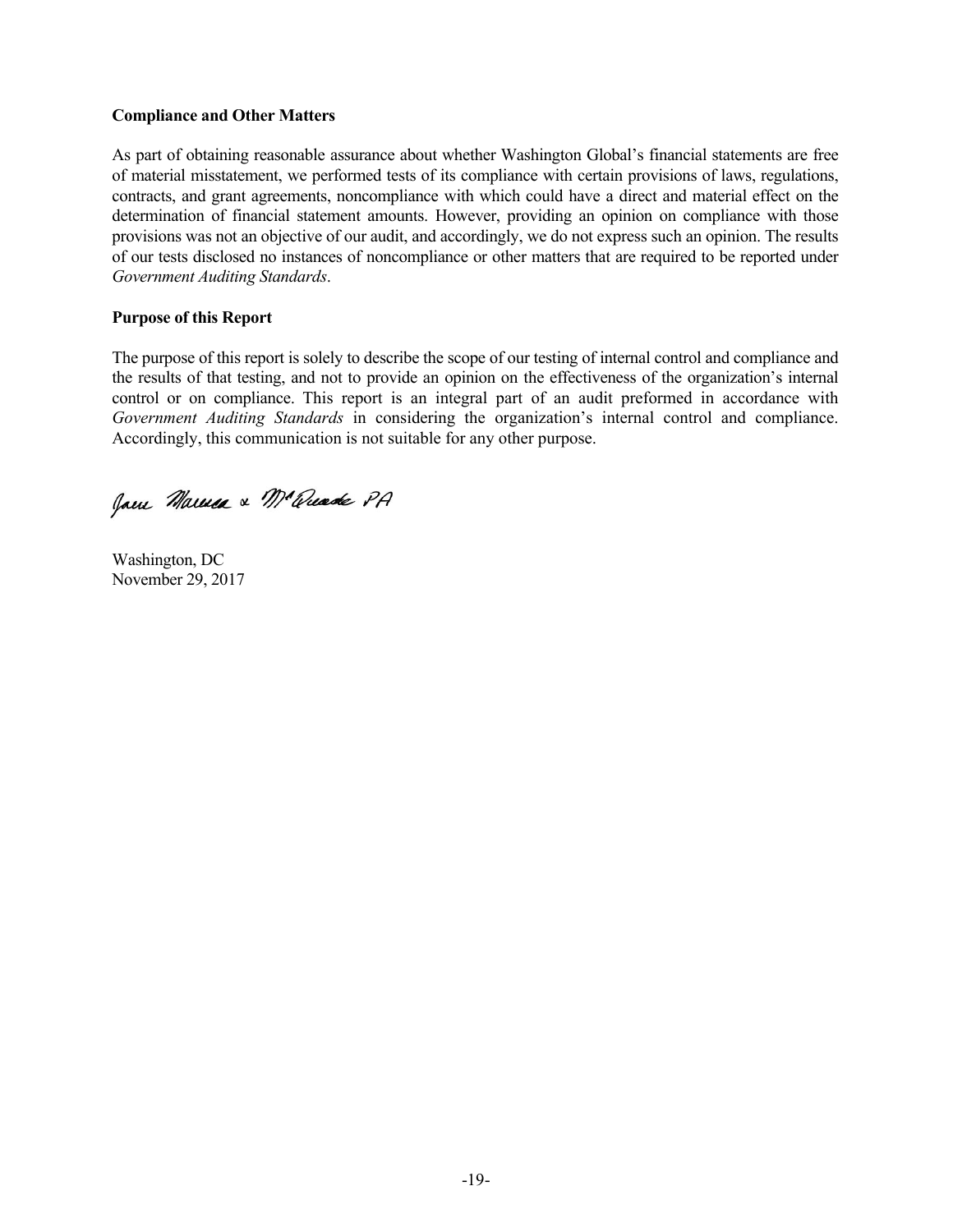**Compliance and Other Matters**

As part of obtaining reasonable assurance about whether Washington Global's financial statements are free of material misstatement, we performed tests of its compliance with certain provisions of laws, regulations, contracts, and grant agreements, noncompliance with which could have a direct and material effect on the determination of financial statement amounts. However, providing an opinion on compliance with those provisions was not an objective of our audit, and accordingly, we do not express such an opinion. The results of our tests disclosed no instances of noncompliance or other matters that are required to be reported under *Government Auditing Standards*.

**Purpose of this Report**

The purpose of this report is solely to describe the scope of our testing of internal control and compliance and the results of that testing, and not to provide an opinion on the effectiveness of the organization's internal control or on compliance. This report is an integral part of an audit preformed in accordance with *Government Auditing Standards* in considering the organization's internal control and compliance. Accordingly, this communication is not suitable for any other purpose.

Jones Marcus & McQuade PA

Washington, DC
November 29, 2017